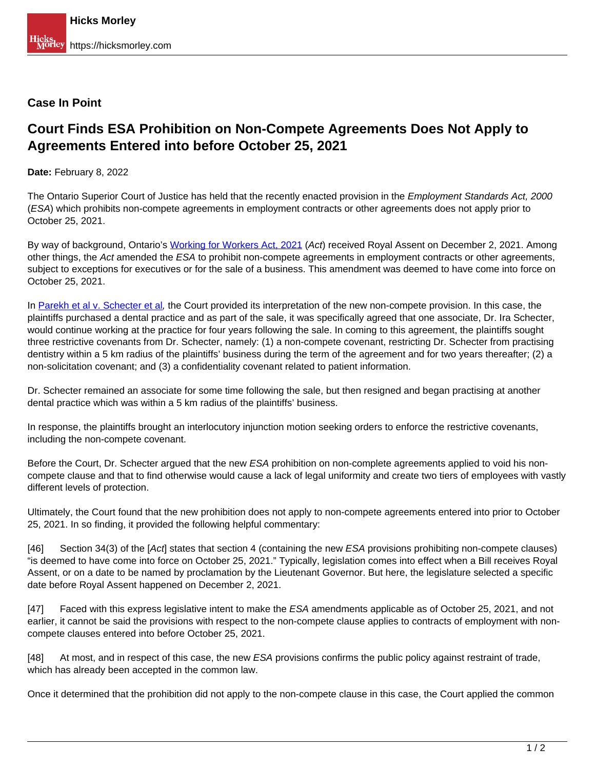**Case In Point**

# Court Finds ESA Prohibition on Non-Compete Agreements Does Not Apply to Agreements Entered into before October 25, 2021

**Date:** February 8, 2022

The Ontario Superior Court of Justice has held that the recently enacted provision in the *Employment Standards Act, 2000* (*ESA*) which prohibits non-compete agreements in employment contracts or other agreements does not apply prior to October 25, 2021.

By way of background, Ontario's [Working for Workers Act, 2021] (*Act*) received Royal Assent on December 2, 2021. Among other things, the *Act* amended the *ESA* to prohibit non-compete agreements in employment contracts or other agreements, subject to exceptions for executives or for the sale of a business. This amendment was deemed to have come into force on October 25, 2021.

In [Parekh et al v. Schecter et al], the Court provided its interpretation of the new non-compete provision. In this case, the plaintiffs purchased a dental practice and as part of the sale, it was specifically agreed that one associate, Dr. Ira Schecter, would continue working at the practice for four years following the sale. In coming to this agreement, the plaintiffs sought three restrictive covenants from Dr. Schecter, namely: (1) a non-compete covenant, restricting Dr. Schecter from practising dentistry within a 5 km radius of the plaintiffs' business during the term of the agreement and for two years thereafter; (2) a non-solicitation covenant; and (3) a confidentiality covenant related to patient information.

Dr. Schecter remained an associate for some time following the sale, but then resigned and began practising at another dental practice which was within a 5 km radius of the plaintiffs' business.

In response, the plaintiffs brought an interlocutory injunction motion seeking orders to enforce the restrictive covenants, including the non-compete covenant.

Before the Court, Dr. Schecter argued that the new *ESA* prohibition on non-complete agreements applied to void his non-compete clause and that to find otherwise would cause a lack of legal uniformity and create two tiers of employees with vastly different levels of protection.

Ultimately, the Court found that the new prohibition does not apply to non-compete agreements entered into prior to October 25, 2021. In so finding, it provided the following helpful commentary:

[46] Section 34(3) of the [*Act*] states that section 4 (containing the new *ESA* provisions prohibiting non-compete clauses) "is deemed to have come into force on October 25, 2021." Typically, legislation comes into effect when a Bill receives Royal Assent, or on a date to be named by proclamation by the Lieutenant Governor. But here, the legislature selected a specific date before Royal Assent happened on December 2, 2021.

[47] Faced with this express legislative intent to make the *ESA* amendments applicable as of October 25, 2021, and not earlier, it cannot be said the provisions with respect to the non-compete clause applies to contracts of employment with non-compete clauses entered into before October 25, 2021.

[48] At most, and in respect of this case, the new *ESA* provisions confirms the public policy against restraint of trade, which has already been accepted in the common law.

Once it determined that the prohibition did not apply to the non-compete clause in this case, the Court applied the common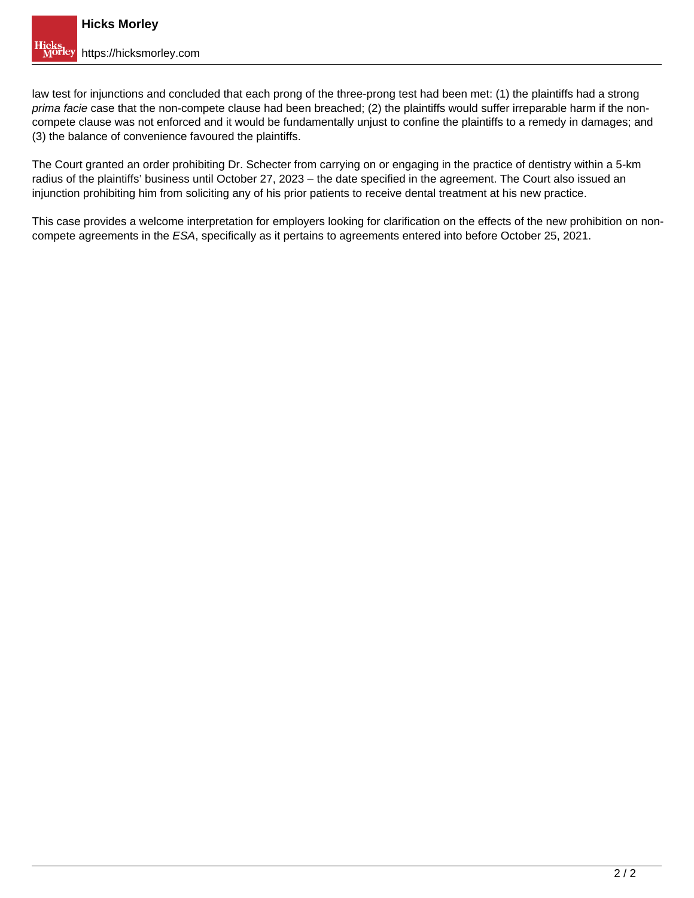law test for injunctions and concluded that each prong of the three-prong test had been met: (1) the plaintiffs had a strong *prima facie* case that the non-compete clause had been breached; (2) the plaintiffs would suffer irreparable harm if the non-compete clause was not enforced and it would be fundamentally unjust to confine the plaintiffs to a remedy in damages; and (3) the balance of convenience favoured the plaintiffs.

The Court granted an order prohibiting Dr. Schecter from carrying on or engaging in the practice of dentistry within a 5-km radius of the plaintiffs' business until October 27, 2023 – the date specified in the agreement. The Court also issued an injunction prohibiting him from soliciting any of his prior patients to receive dental treatment at his new practice.

This case provides a welcome interpretation for employers looking for clarification on the effects of the new prohibition on non-compete agreements in the *ESA*, specifically as it pertains to agreements entered into before October 25, 2021.